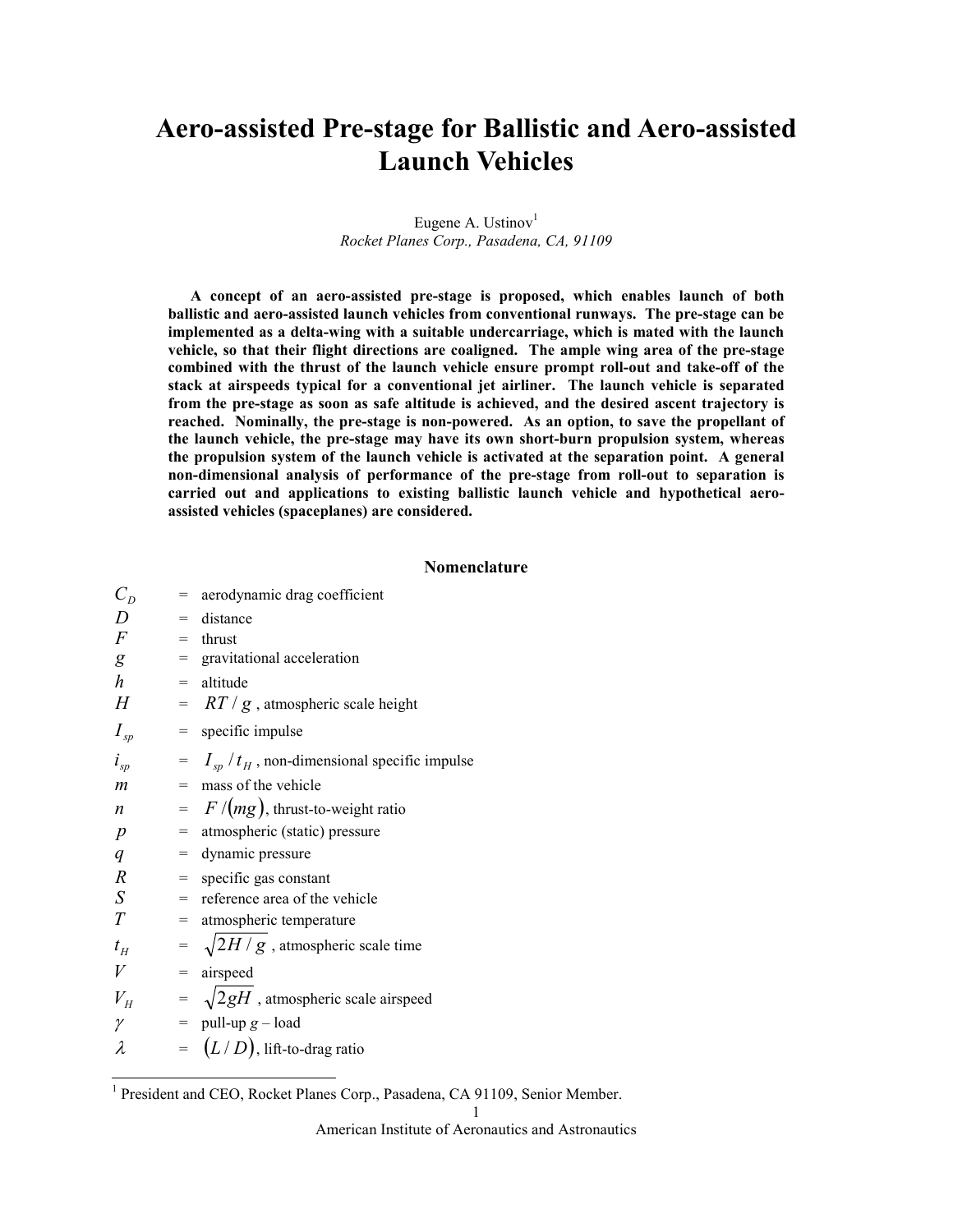# Aero-assisted Pre-stage for Ballistic and Aero-assisted Launch Vehicles

Eugene A. Ustinov[1]

*Rocket Planes Corp., Pasadena, CA, 91109*

**A concept of an aero-assisted pre-stage is proposed, which enables launch of both ballistic and aero-assisted launch vehicles from conventional runways. The pre-stage can be implemented as a delta-wing with a suitable undercarriage, which is mated with the launch vehicle, so that their flight directions are coaligned. The ample wing area of the pre-stage combined with the thrust of the launch vehicle ensure prompt roll-out and take-off of the stack at airspeeds typical for a conventional jet airliner. The launch vehicle is separated from the pre-stage as soon as safe altitude is achieved, and the desired ascent trajectory is reached. Nominally, the pre-stage is non-powered. As an option, to save the propellant of the launch vehicle, the pre-stage may have its own short-burn propulsion system, whereas the propulsion system of the launch vehicle is activated at the separation point. A general non-dimensional analysis of performance of the pre-stage from roll-out to separation is carried out and applications to existing ballistic launch vehicle and hypothetical aero-assisted vehicles (spaceplanes) are considered.**

## Nomenclature

| | | |
|---|---|---|
| $C_D$ | = | aerodynamic drag coefficient |
| $D$ | = | distance |
| $F$ | = | thrust |
| $g$ | = | gravitational acceleration |
| $h$ | = | altitude |
| $H$ | = | $RT/g$, atmospheric scale height |
| $I_{sp}$ | = | specific impulse |
| $i_{sp}$ | = | $I_{sp}/t_H$, non-dimensional specific impulse |
| $m$ | = | mass of the vehicle |
| $n$ | = | $F/(mg)$, thrust-to-weight ratio |
| $p$ | = | atmospheric (static) pressure |
| $q$ | = | dynamic pressure |
| $R$ | = | specific gas constant |
| $S$ | = | reference area of the vehicle |
| $T$ | = | atmospheric temperature |
| $t_H$ | = | $\sqrt{2H/g}$, atmospheric scale time |
| $V$ | = | airspeed |
| $V_H$ | = | $\sqrt{2gH}$, atmospheric scale airspeed |
| $\gamma$ | = | pull-up $g$ – load |
| $\lambda$ | = | $(L/D)$, lift-to-drag ratio |

[1] President and CEO, Rocket Planes Corp., Pasadena, CA 91109, Senior Member.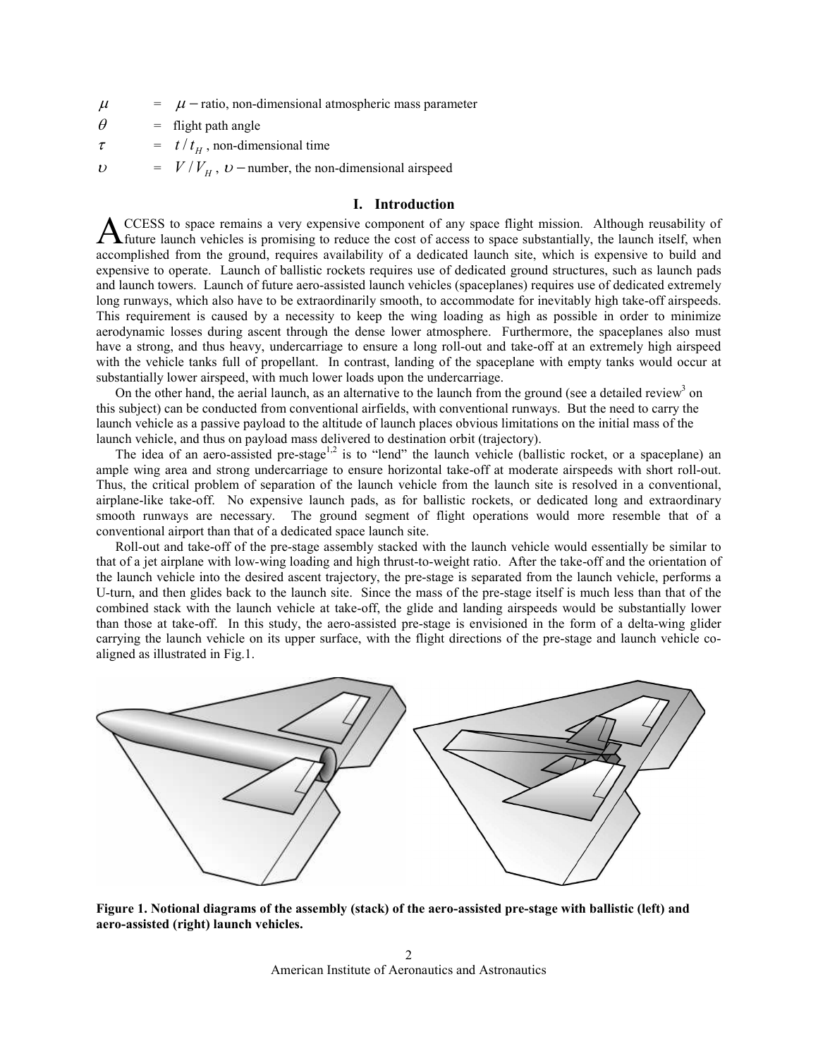$\mu$ = $\mu$ − ratio, non-dimensional atmospheric mass parameter

$\theta$ = flight path angle

$\tau$ = $t / t_H$ , non-dimensional time

$\upsilon$ = $V / V_H$ , $\upsilon$ − number, the non-dimensional airspeed

## I. Introduction

ACCESS to space remains a very expensive component of any space flight mission. Although reusability of future launch vehicles is promising to reduce the cost of access to space substantially, the launch itself, when accomplished from the ground, requires availability of a dedicated launch site, which is expensive to build and expensive to operate. Launch of ballistic rockets requires use of dedicated ground structures, such as launch pads and launch towers. Launch of future aero-assisted launch vehicles (spaceplanes) requires use of dedicated extremely long runways, which also have to be extraordinarily smooth, to accommodate for inevitably high take-off airspeeds. This requirement is caused by a necessity to keep the wing loading as high as possible in order to minimize aerodynamic losses during ascent through the dense lower atmosphere. Furthermore, the spaceplanes also must have a strong, and thus heavy, undercarriage to ensure a long roll-out and take-off at an extremely high airspeed with the vehicle tanks full of propellant. In contrast, landing of the spaceplane with empty tanks would occur at substantially lower airspeed, with much lower loads upon the undercarriage.

On the other hand, the aerial launch, as an alternative to the launch from the ground (see a detailed review[3] on this subject) can be conducted from conventional airfields, with conventional runways. But the need to carry the launch vehicle as a passive payload to the altitude of launch places obvious limitations on the initial mass of the launch vehicle, and thus on payload mass delivered to destination orbit (trajectory).

The idea of an aero-assisted pre-stage[1,2] is to "lend" the launch vehicle (ballistic rocket, or a spaceplane) an ample wing area and strong undercarriage to ensure horizontal take-off at moderate airspeeds with short roll-out. Thus, the critical problem of separation of the launch vehicle from the launch site is resolved in a conventional, airplane-like take-off. No expensive launch pads, as for ballistic rockets, or dedicated long and extraordinary smooth runways are necessary. The ground segment of flight operations would more resemble that of a conventional airport than that of a dedicated space launch site.

Roll-out and take-off of the pre-stage assembly stacked with the launch vehicle would essentially be similar to that of a jet airplane with low-wing loading and high thrust-to-weight ratio. After the take-off and the orientation of the launch vehicle into the desired ascent trajectory, the pre-stage is separated from the launch vehicle, performs a U-turn, and then glides back to the launch site. Since the mass of the pre-stage itself is much less than that of the combined stack with the launch vehicle at take-off, the glide and landing airspeeds would be substantially lower than those at take-off. In this study, the aero-assisted pre-stage is envisioned in the form of a delta-wing glider carrying the launch vehicle on its upper surface, with the flight directions of the pre-stage and launch vehicle co-aligned as illustrated in Fig.1.

**Figure 1. Notional diagrams of the assembly (stack) of the aero-assisted pre-stage with ballistic (left) and aero-assisted (right) launch vehicles.**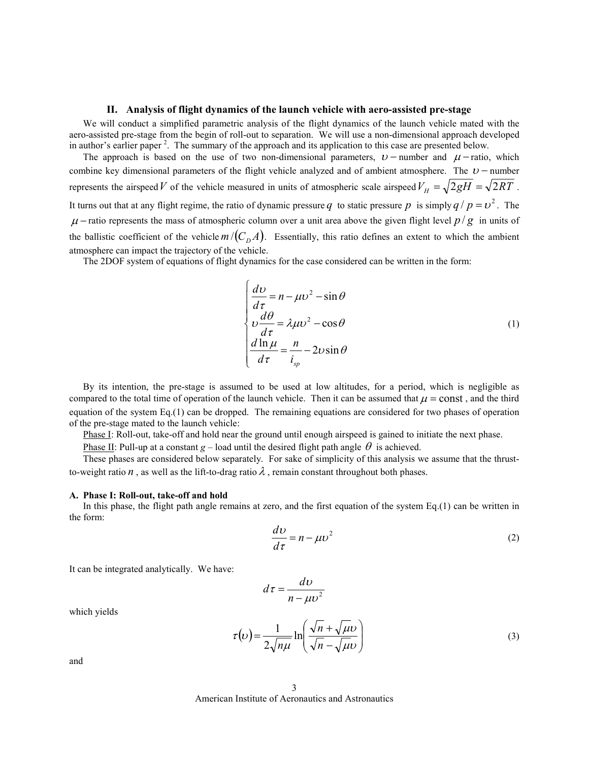## II. Analysis of flight dynamics of the launch vehicle with aero-assisted pre-stage

We will conduct a simplified parametric analysis of the flight dynamics of the launch vehicle mated with the aero-assisted pre-stage from the begin of roll-out to separation. We will use a non-dimensional approach developed in author's earlier paper [2]. The summary of the approach and its application to this case are presented below.

The approach is based on the use of two non-dimensional parameters, $\upsilon-$number and $\mu-$ratio, which combine key dimensional parameters of the flight vehicle analyzed and of ambient atmosphere. The $\upsilon-$number represents the airspeed $V$ of the vehicle measured in units of atmospheric scale airspeed $V_H = \sqrt{2gH} = \sqrt{2RT}$. It turns out that at any flight regime, the ratio of dynamic pressure $q$ to static pressure $p$ is simply $q/p = \upsilon^2$. The $\mu-$ratio represents the mass of atmospheric column over a unit area above the given flight level $p/g$ in units of the ballistic coefficient of the vehicle $m/(C_D A)$. Essentially, this ratio defines an extent to which the ambient atmosphere can impact the trajectory of the vehicle.

The 2DOF system of equations of flight dynamics for the case considered can be written in the form:

$$
\begin{cases}
\dfrac{d\upsilon}{d\tau} = n - \mu\upsilon^2 - \sin\theta \\
\upsilon\dfrac{d\theta}{d\tau} = \lambda\mu\upsilon^2 - \cos\theta \\
\dfrac{d\ln\mu}{d\tau} = \dfrac{n}{i_{sp}} - 2\upsilon\sin\theta
\end{cases}
\tag{1}
$$

By its intention, the pre-stage is assumed to be used at low altitudes, for a period, which is negligible as compared to the total time of operation of the launch vehicle. Then it can be assumed that $\mu = \text{const}$, and the third equation of the system Eq.(1) can be dropped. The remaining equations are considered for two phases of operation of the pre-stage mated to the launch vehicle:

Phase I: Roll-out, take-off and hold near the ground until enough airspeed is gained to initiate the next phase.

Phase II: Pull-up at a constant $g$ – load until the desired flight path angle $\theta$ is achieved.

These phases are considered below separately. For sake of simplicity of this analysis we assume that the thrust-to-weight ratio $n$, as well as the lift-to-drag ratio $\lambda$, remain constant throughout both phases.

### A. Phase I: Roll-out, take-off and hold

In this phase, the flight path angle remains at zero, and the first equation of the system Eq.(1) can be written in the form:

$$
\frac{d\upsilon}{d\tau} = n - \mu\upsilon^2
\tag{2}
$$

It can be integrated analytically. We have:

$$
d\tau = \frac{d\upsilon}{n - \mu\upsilon^2}
$$

which yields

$$
\tau(\upsilon) = \frac{1}{2\sqrt{n\mu}}\ln\left(\frac{\sqrt{n} + \sqrt{\mu}\upsilon}{\sqrt{n} - \sqrt{\mu}\upsilon}\right)
\tag{3}
$$

and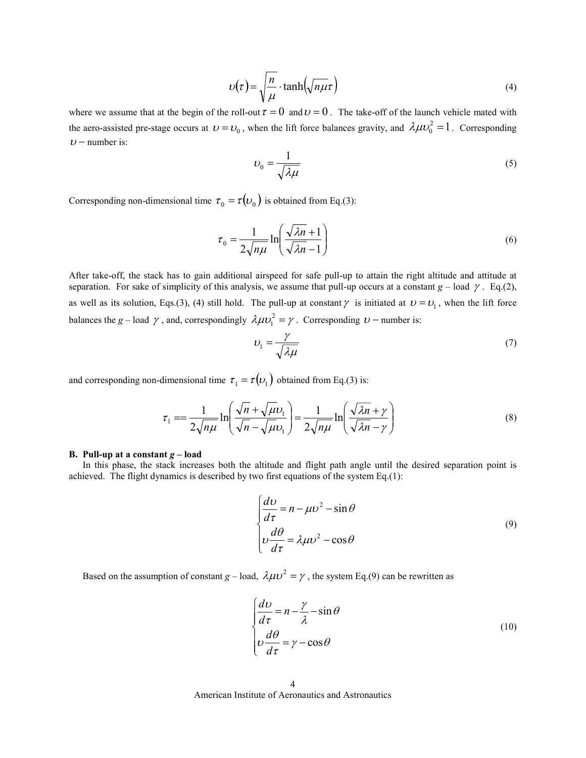$$\upsilon(\tau) = \sqrt{\frac{n}{\mu}} \cdot \tanh\left(\sqrt{n\mu}\tau\right) \tag{4}$$

where we assume that at the begin of the roll-out $\tau = 0$ and $\upsilon = 0$. The take-off of the launch vehicle mated with the aero-assisted pre-stage occurs at $\upsilon = \upsilon_0$, when the lift force balances gravity, and $\lambda\mu\upsilon_0^2 = 1$. Corresponding $\upsilon -$ number is:

$$\upsilon_0 = \frac{1}{\sqrt{\lambda\mu}} \tag{5}$$

Corresponding non-dimensional time $\tau_0 = \tau(\upsilon_0)$ is obtained from Eq.(3):

$$\tau_0 = \frac{1}{2\sqrt{n\mu}} \ln\left(\frac{\sqrt{\lambda n} + 1}{\sqrt{\lambda n} - 1}\right) \tag{6}$$

After take-off, the stack has to gain additional airspeed for safe pull-up to attain the right altitude and attitude at separation. For sake of simplicity of this analysis, we assume that pull-up occurs at a constant *g* – load $\gamma$. Eq.(2), as well as its solution, Eqs.(3), (4) still hold. The pull-up at constant $\gamma$ is initiated at $\upsilon = \upsilon_1$, when the lift force balances the *g* – load $\gamma$, and, correspondingly $\lambda\mu\upsilon_1^2 = \gamma$. Corresponding $\upsilon -$ number is:

$$\upsilon_1 = \frac{\gamma}{\sqrt{\lambda\mu}} \tag{7}$$

and corresponding non-dimensional time $\tau_1 = \tau(\upsilon_1)$ obtained from Eq.(3) is:

$$\tau_1 == \frac{1}{2\sqrt{n\mu}} \ln\left(\frac{\sqrt{n} + \sqrt{\mu}\upsilon_1}{\sqrt{n} - \sqrt{\mu}\upsilon_1}\right) = \frac{1}{2\sqrt{n\mu}} \ln\left(\frac{\sqrt{\lambda n} + \gamma}{\sqrt{\lambda n} - \gamma}\right) \tag{8}$$

**B. Pull-up at a constant *g* – load**

In this phase, the stack increases both the altitude and flight path angle until the desired separation point is achieved. The flight dynamics is described by two first equations of the system Eq.(1):

$$\begin{cases} \dfrac{d\upsilon}{d\tau} = n - \mu\upsilon^2 - \sin\theta \\ \upsilon\dfrac{d\theta}{d\tau} = \lambda\mu\upsilon^2 - \cos\theta \end{cases} \tag{9}$$

Based on the assumption of constant *g* – load, $\lambda\mu\upsilon^2 = \gamma$, the system Eq.(9) can be rewritten as

$$\begin{cases} \dfrac{d\upsilon}{d\tau} = n - \dfrac{\gamma}{\lambda} - \sin\theta \\ \upsilon\dfrac{d\theta}{d\tau} = \gamma - \cos\theta \end{cases} \tag{10}$$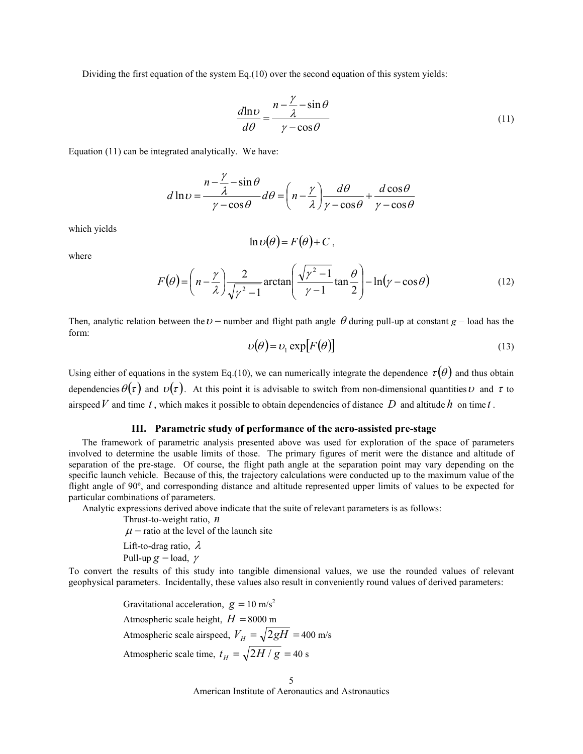Dividing the first equation of the system Eq.(10) over the second equation of this system yields:

$$
\frac{d\ln\upsilon}{d\theta} = \frac{n - \dfrac{\gamma}{\lambda} - \sin\theta}{\gamma - \cos\theta} \tag{11}
$$

Equation (11) can be integrated analytically. We have:

$$
d\ln\upsilon = \frac{n - \dfrac{\gamma}{\lambda} - \sin\theta}{\gamma - \cos\theta} d\theta = \left( n - \frac{\gamma}{\lambda} \right) \frac{d\theta}{\gamma - \cos\theta} + \frac{d\cos\theta}{\gamma - \cos\theta}
$$

which yields

$$
\ln\upsilon(\theta) = F(\theta) + C\,,
$$

where

$$
F(\theta) = \left( n - \frac{\gamma}{\lambda} \right) \frac{2}{\sqrt{\gamma^2 - 1}} \arctan\left( \frac{\sqrt{\gamma^2 - 1}}{\gamma - 1} \tan\frac{\theta}{2} \right) - \ln(\gamma - \cos\theta) \tag{12}
$$

Then, analytic relation between the $\upsilon$ – number and flight path angle $\theta$ during pull-up at constant *g* – load has the form:

$$
\upsilon(\theta) = \upsilon_1 \exp[F(\theta)] \tag{13}
$$

Using either of equations in the system Eq.(10), we can numerically integrate the dependence $\tau(\theta)$ and thus obtain dependencies $\theta(\tau)$ and $\upsilon(\tau)$. At this point it is advisable to switch from non-dimensional quantities $\upsilon$ and $\tau$ to airspeed $V$ and time $t$, which makes it possible to obtain dependencies of distance $D$ and altitude $h$ on time $t$.

## III. Parametric study of performance of the aero-assisted pre-stage

The framework of parametric analysis presented above was used for exploration of the space of parameters involved to determine the usable limits of those. The primary figures of merit were the distance and altitude of separation of the pre-stage. Of course, the flight path angle at the separation point may vary depending on the specific launch vehicle. Because of this, the trajectory calculations were conducted up to the maximum value of the flight angle of 90º, and corresponding distance and altitude represented upper limits of values to be expected for particular combinations of parameters.

Analytic expressions derived above indicate that the suite of relevant parameters is as follows:

Thrust-to-weight ratio, $n$

$\mu$ – ratio at the level of the launch site

Lift-to-drag ratio, $\lambda$

Pull-up $g$ – load, $\gamma$

To convert the results of this study into tangible dimensional values, we use the rounded values of relevant geophysical parameters. Incidentally, these values also result in conveniently round values of derived parameters:

Gravitational acceleration, $g = 10$ m/s$^2$

Atmospheric scale height, $H = 8000$ m

Atmospheric scale airspeed, $V_H = \sqrt{2gH} = 400$ m/s

Atmospheric scale time, $t_H = \sqrt{2H/g} = 40$ s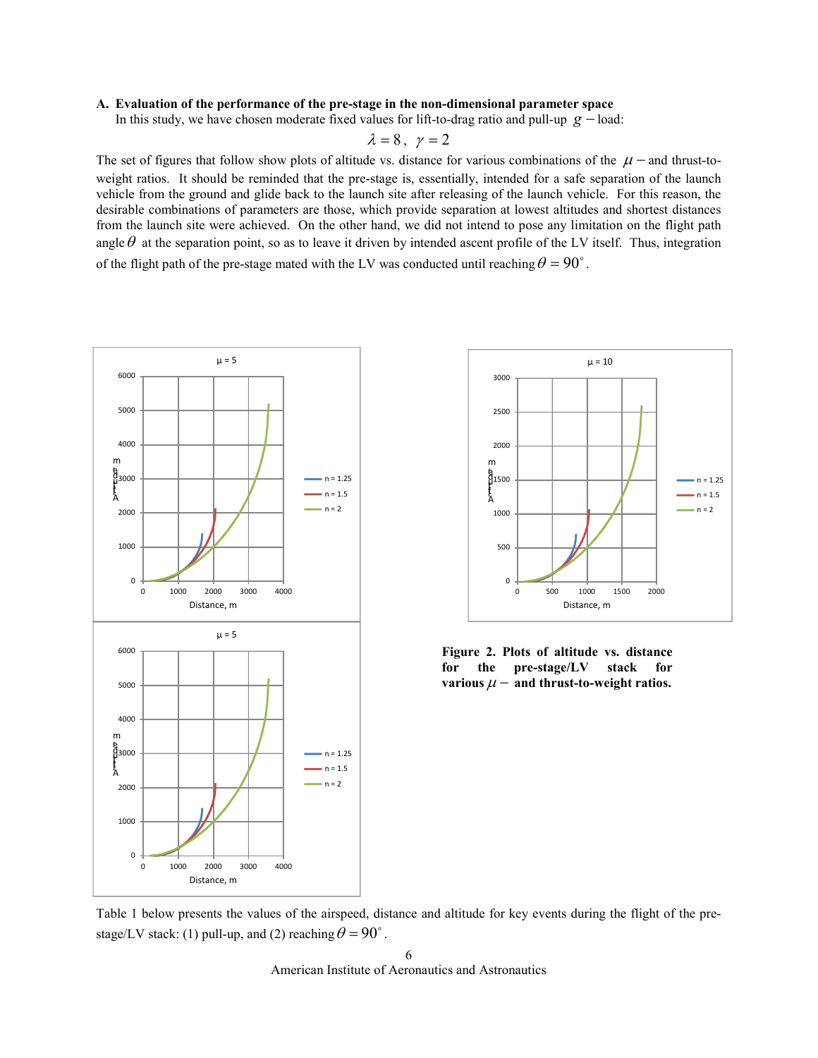### A. Evaluation of the performance of the pre-stage in the non-dimensional parameter space

In this study, we have chosen moderate fixed values for lift-to-drag ratio and pull-up $g-$load:

$$\lambda = 8\,,\;\; \gamma = 2$$

The set of figures that follow show plots of altitude vs. distance for various combinations of the $\mu-$ and thrust-to-weight ratios. It should be reminded that the pre-stage is, essentially, intended for a safe separation of the launch vehicle from the ground and glide back to the launch site after releasing of the launch vehicle. For this reason, the desirable combinations of parameters are those, which provide separation at lowest altitudes and shortest distances from the launch site were achieved. On the other hand, we did not intend to pose any limitation on the flight path angle $\theta$ at the separation point, so as to leave it driven by intended ascent profile of the LV itself. Thus, integration of the flight path of the pre-stage mated with the LV was conducted until reaching $\theta = 90^\circ$.

μ = 5

Altitude, m

6000
5000
4000
3000
2000
1000
0

0 1000 2000 3000 4000

Distance, m

n = 1.25
n = 1.5
n = 2

μ = 10

Altitude, m

3000
2500
2000
1500
1000
500
0

0 500 1000 1500 2000

Distance, m

n = 1.25
n = 1.5
n = 2

μ = 5

Altitude, m

6000
5000
4000
3000
2000
1000
0

0 1000 2000 3000 4000

Distance, m

n = 1.25
n = 1.5
n = 2

**Figure 2. Plots of altitude vs. distance for the pre-stage/LV stack for various $\mu-$ and thrust-to-weight ratios.**

Table 1 below presents the values of the airspeed, distance and altitude for key events during the flight of the pre-stage/LV stack: (1) pull-up, and (2) reaching $\theta = 90^\circ$.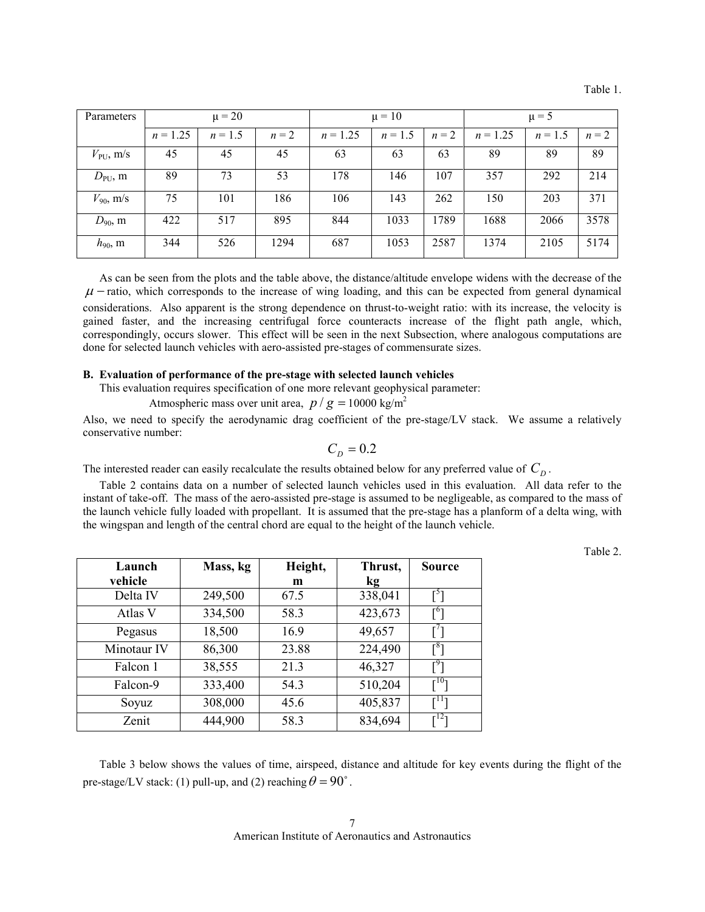Table 1.

| Parameters | μ = 20 | | | μ = 10 | | | μ = 5 | | |
|---|---|---|---|---|---|---|---|---|---|
| | $n$ = 1.25 | $n$ = 1.5 | $n$ = 2 | $n$ = 1.25 | $n$ = 1.5 | $n$ = 2 | $n$ = 1.25 | $n$ = 1.5 | $n$ = 2 |
| $V_{PU}$, m/s | 45 | 45 | 45 | 63 | 63 | 63 | 89 | 89 | 89 |
| $D_{PU}$, m | 89 | 73 | 53 | 178 | 146 | 107 | 357 | 292 | 214 |
| $V_{90}$, m/s | 75 | 101 | 186 | 106 | 143 | 262 | 150 | 203 | 371 |
| $D_{90}$, m | 422 | 517 | 895 | 844 | 1033 | 1789 | 1688 | 2066 | 3578 |
| $h_{90}$, m | 344 | 526 | 1294 | 687 | 1053 | 2587 | 1374 | 2105 | 5174 |

As can be seen from the plots and the table above, the distance/altitude envelope widens with the decrease of the $\mu-$ratio, which corresponds to the increase of wing loading, and this can be expected from general dynamical considerations. Also apparent is the strong dependence on thrust-to-weight ratio: with its increase, the velocity is gained faster, and the increasing centrifugal force counteracts increase of the flight path angle, which, correspondingly, occurs slower. This effect will be seen in the next Subsection, where analogous computations are done for selected launch vehicles with aero-assisted pre-stages of commensurate sizes.

### B. Evaluation of performance of the pre-stage with selected launch vehicles

This evaluation requires specification of one more relevant geophysical parameter:

Atmospheric mass over unit area, $p/g = 10000$ kg/m$^2$

Also, we need to specify the aerodynamic drag coefficient of the pre-stage/LV stack. We assume a relatively conservative number:

$$C_D = 0.2$$

The interested reader can easily recalculate the results obtained below for any preferred value of $C_D$.

Table 2 contains data on a number of selected launch vehicles used in this evaluation. All data refer to the instant of take-off. The mass of the aero-assisted pre-stage is assumed to be negligeable, as compared to the mass of the launch vehicle fully loaded with propellant. It is assumed that the pre-stage has a planform of a delta wing, with the wingspan and length of the central chord are equal to the height of the launch vehicle.

Table 2.

| **Launch vehicle** | **Mass, kg** | **Height, m** | **Thrust, kg** | **Source** |
|---|---|---|---|---|
| Delta IV | 249,500 | 67.5 | 338,041 | [5] |
| Atlas V | 334,500 | 58.3 | 423,673 | [6] |
| Pegasus | 18,500 | 16.9 | 49,657 | [7] |
| Minotaur IV | 86,300 | 23.88 | 224,490 | [8] |
| Falcon 1 | 38,555 | 21.3 | 46,327 | [9] |
| Falcon-9 | 333,400 | 54.3 | 510,204 | [10] |
| Soyuz | 308,000 | 45.6 | 405,837 | [11] |
| Zenit | 444,900 | 58.3 | 834,694 | [12] |

Table 3 below shows the values of time, airspeed, distance and altitude for key events during the flight of the pre-stage/LV stack: (1) pull-up, and (2) reaching $\theta = 90^{\circ}$.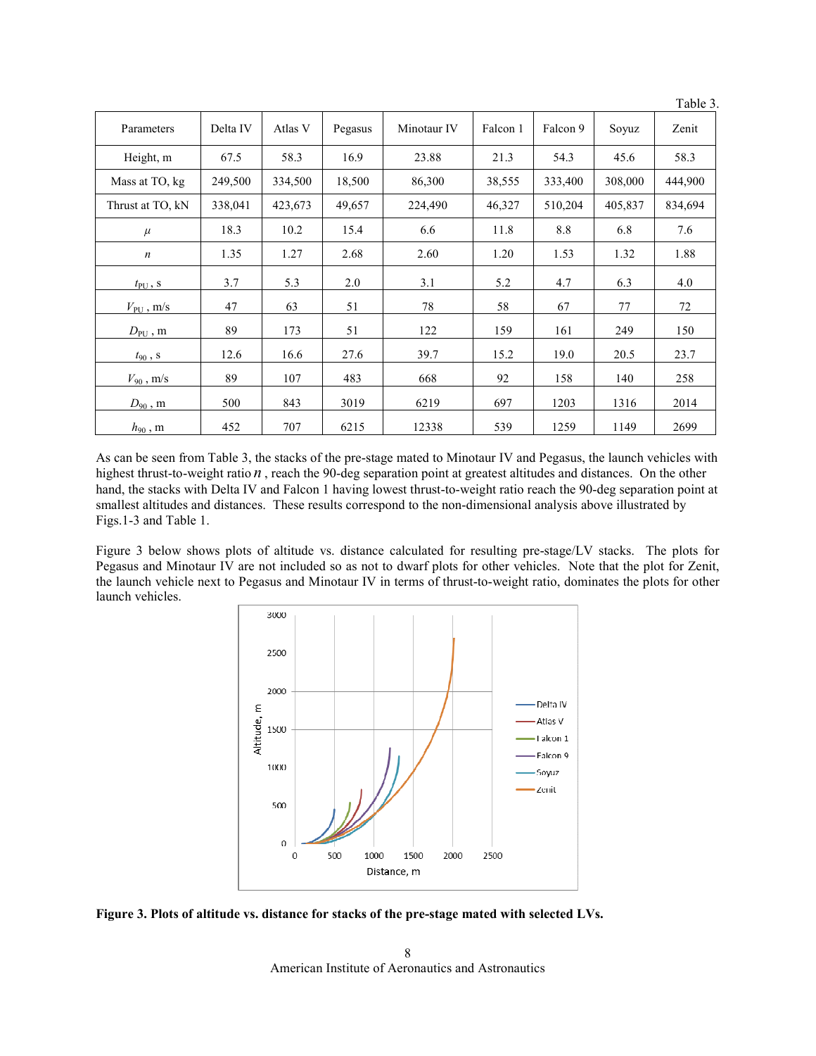Table 3.

| Parameters | Delta IV | Atlas V | Pegasus | Minotaur IV | Falcon 1 | Falcon 9 | Soyuz | Zenit |
|---|---|---|---|---|---|---|---|---|
| Height, m | 67.5 | 58.3 | 16.9 | 23.88 | 21.3 | 54.3 | 45.6 | 58.3 |
| Mass at TO, kg | 249,500 | 334,500 | 18,500 | 86,300 | 38,555 | 333,400 | 308,000 | 444,900 |
| Thrust at TO, kN | 338,041 | 423,673 | 49,657 | 224,490 | 46,327 | 510,204 | 405,837 | 834,694 |
| $\mu$ | 18.3 | 10.2 | 15.4 | 6.6 | 11.8 | 8.8 | 6.8 | 7.6 |
| $n$ | 1.35 | 1.27 | 2.68 | 2.60 | 1.20 | 1.53 | 1.32 | 1.88 |
| $t_{PU}$ , s | 3.7 | 5.3 | 2.0 | 3.1 | 5.2 | 4.7 | 6.3 | 4.0 |
| $V_{PU}$ , m/s | 47 | 63 | 51 | 78 | 58 | 67 | 77 | 72 |
| $D_{PU}$ , m | 89 | 173 | 51 | 122 | 159 | 161 | 249 | 150 |
| $t_{90}$ , s | 12.6 | 16.6 | 27.6 | 39.7 | 15.2 | 19.0 | 20.5 | 23.7 |
| $V_{90}$ , m/s | 89 | 107 | 483 | 668 | 92 | 158 | 140 | 258 |
| $D_{90}$ , m | 500 | 843 | 3019 | 6219 | 697 | 1203 | 1316 | 2014 |
| $h_{90}$ , m | 452 | 707 | 6215 | 12338 | 539 | 1259 | 1149 | 2699 |

As can be seen from Table 3, the stacks of the pre-stage mated to Minotaur IV and Pegasus, the launch vehicles with highest thrust-to-weight ratio $n$ , reach the 90-deg separation point at greatest altitudes and distances. On the other hand, the stacks with Delta IV and Falcon 1 having lowest thrust-to-weight ratio reach the 90-deg separation point at smallest altitudes and distances. These results correspond to the non-dimensional analysis above illustrated by Figs.1-3 and Table 1.

Figure 3 below shows plots of altitude vs. distance calculated for resulting pre-stage/LV stacks. The plots for Pegasus and Minotaur IV are not included so as not to dwarf plots for other vehicles. Note that the plot for Zenit, the launch vehicle next to Pegasus and Minotaur IV in terms of thrust-to-weight ratio, dominates the plots for other launch vehicles.

Altitude, m
3000
2500
2000
1500
1000
500
0
0
500
1000
1500
2000
2500
Distance, m
Delta IV
Atlas V
Falcon 1
Falcon 9
Soyuz
Zenit

**Figure 3. Plots of altitude vs. distance for stacks of the pre-stage mated with selected LVs.**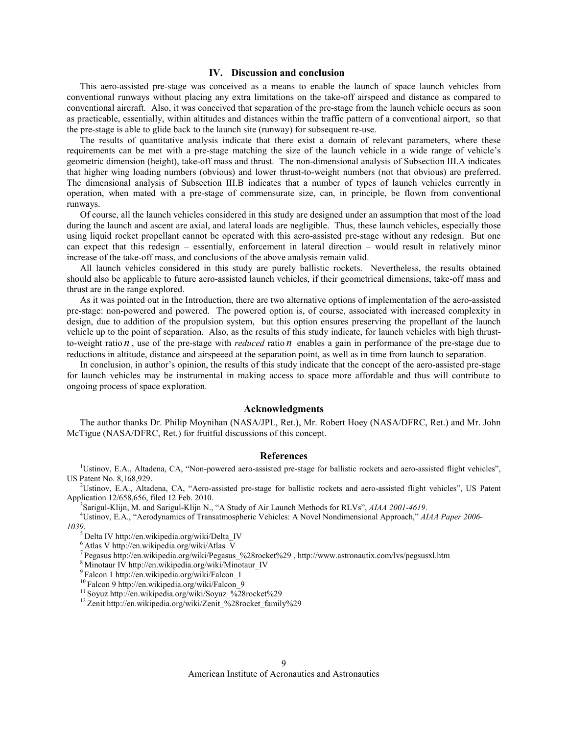## IV. Discussion and conclusion

This aero-assisted pre-stage was conceived as a means to enable the launch of space launch vehicles from conventional runways without placing any extra limitations on the take-off airspeed and distance as compared to conventional aircraft. Also, it was conceived that separation of the pre-stage from the launch vehicle occurs as soon as practicable, essentially, within altitudes and distances within the traffic pattern of a conventional airport, so that the pre-stage is able to glide back to the launch site (runway) for subsequent re-use.

The results of quantitative analysis indicate that there exist a domain of relevant parameters, where these requirements can be met with a pre-stage matching the size of the launch vehicle in a wide range of vehicle's geometric dimension (height), take-off mass and thrust. The non-dimensional analysis of Subsection III.A indicates that higher wing loading numbers (obvious) and lower thrust-to-weight numbers (not that obvious) are preferred. The dimensional analysis of Subsection III.B indicates that a number of types of launch vehicles currently in operation, when mated with a pre-stage of commensurate size, can, in principle, be flown from conventional runways.

Of course, all the launch vehicles considered in this study are designed under an assumption that most of the load during the launch and ascent are axial, and lateral loads are negligible. Thus, these launch vehicles, especially those using liquid rocket propellant cannot be operated with this aero-assisted pre-stage without any redesign. But one can expect that this redesign – essentially, enforcement in lateral direction – would result in relatively minor increase of the take-off mass, and conclusions of the above analysis remain valid.

All launch vehicles considered in this study are purely ballistic rockets. Nevertheless, the results obtained should also be applicable to future aero-assisted launch vehicles, if their geometrical dimensions, take-off mass and thrust are in the range explored.

As it was pointed out in the Introduction, there are two alternative options of implementation of the aero-assisted pre-stage: non-powered and powered. The powered option is, of course, associated with increased complexity in design, due to addition of the propulsion system, but this option ensures preserving the propellant of the launch vehicle up to the point of separation. Also, as the results of this study indicate, for launch vehicles with high thrust-to-weight ratio $n$, use of the pre-stage with *reduced* ratio $n$ enables a gain in performance of the pre-stage due to reductions in altitude, distance and airspeeed at the separation point, as well as in time from launch to separation.

In conclusion, in author's opinion, the results of this study indicate that the concept of the aero-assisted pre-stage for launch vehicles may be instrumental in making access to space more affordable and thus will contribute to ongoing process of space exploration.

## Acknowledgments

The author thanks Dr. Philip Moynihan (NASA/JPL, Ret.), Mr. Robert Hoey (NASA/DFRC, Ret.) and Mr. John McTigue (NASA/DFRC, Ret.) for fruitful discussions of this concept.

## References

[1]Ustinov, E.A., Altadena, CA, "Non-powered aero-assisted pre-stage for ballistic rockets and aero-assisted flight vehicles", US Patent No. 8,168,929.

[2]Ustinov, E.A., Altadena, CA, "Aero-assisted pre-stage for ballistic rockets and aero-assisted flight vehicles", US Patent Application 12/658,656, filed 12 Feb. 2010.

[3]Sarigul-Klijn, M. and Sarigul-Klijn N., "A Study of Air Launch Methods for RLVs", *AIAA 2001-4619*.

[4]Ustinov, E.A., "Aerodynamics of Transatmospheric Vehicles: A Novel Nondimensional Approach," *AIAA Paper 2006-1039*.

[5] Delta IV http://en.wikipedia.org/wiki/Delta_IV

[6] Atlas V http://en.wikipedia.org/wiki/Atlas_V

[7] Pegasus http://en.wikipedia.org/wiki/Pegasus_%28rocket%29 , http://www.astronautix.com/lvs/pegsusxl.htm

[8] Minotaur IV http://en.wikipedia.org/wiki/Minotaur_IV

[9] Falcon 1 http://en.wikipedia.org/wiki/Falcon_1

[10] Falcon 9 http://en.wikipedia.org/wiki/Falcon_9

[11] Soyuz http://en.wikipedia.org/wiki/Soyuz_%28rocket%29

[12] Zenit http://en.wikipedia.org/wiki/Zenit_%28rocket_family%29